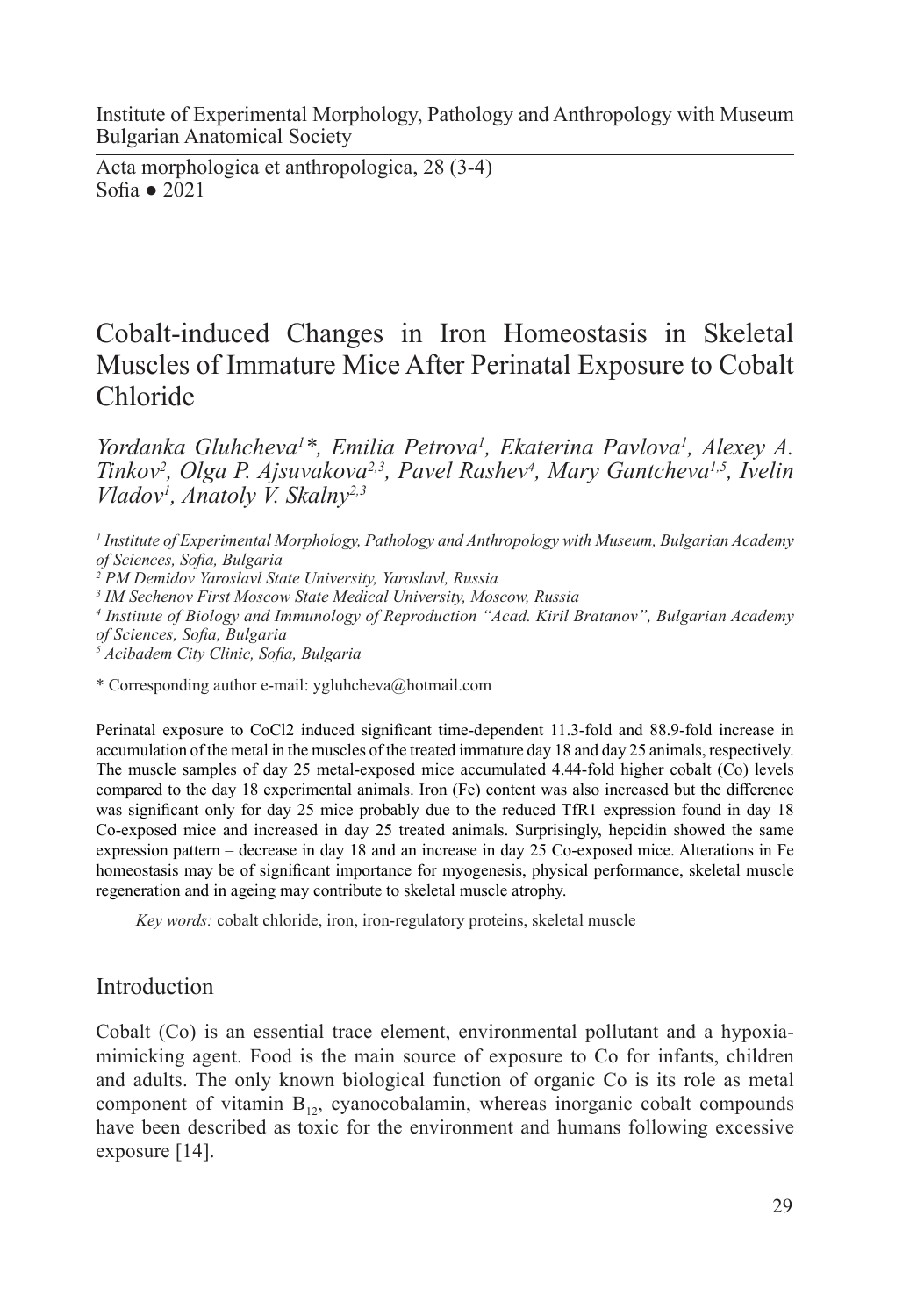Institute of Experimental Morphology, Pathology and Anthropology with Museum
Bulgarian Anatomical Society

Acta morphologica et anthropologica, 28 (3-4)
Sofia ● 2021

# Cobalt-induced Changes in Iron Homeostasis in Skeletal Muscles of Immature Mice After Perinatal Exposure to Cobalt Chloride

*Yordanka Gluhcheva[1]\*, Emilia Petrova[1], Ekaterina Pavlova[1], Alexey A. Tinkov[2], Olga P. Ajsuvakova[2,3], Pavel Rashev[4], Mary Gantcheva[1,5], Ivelin Vladov[1], Anatoly V. Skalny[2,3]*

*[1] Institute of Experimental Morphology, Pathology and Anthropology with Museum, Bulgarian Academy of Sciences, Sofia, Bulgaria*
*[2] PM Demidov Yaroslavl State University, Yaroslavl, Russia*
*[3] IM Sechenov First Moscow State Medical University, Moscow, Russia*
*[4] Institute of Biology and Immunology of Reproduction "Acad. Kiril Bratanov", Bulgarian Academy of Sciences, Sofia, Bulgaria*
*[5] Acibadem City Clinic, Sofia, Bulgaria*

\* Corresponding author e-mail: ygluhcheva@hotmail.com

Perinatal exposure to CoCl2 induced significant time-dependent 11.3-fold and 88.9-fold increase in accumulation of the metal in the muscles of the treated immature day 18 and day 25 animals, respectively. The muscle samples of day 25 metal-exposed mice accumulated 4.44-fold higher cobalt (Co) levels compared to the day 18 experimental animals. Iron (Fe) content was also increased but the difference was significant only for day 25 mice probably due to the reduced TfR1 expression found in day 18 Co-exposed mice and increased in day 25 treated animals. Surprisingly, hepcidin showed the same expression pattern – decrease in day 18 and an increase in day 25 Co-exposed mice. Alterations in Fe homeostasis may be of significant importance for myogenesis, physical performance, skeletal muscle regeneration and in ageing may contribute to skeletal muscle atrophy.

*Key words:* cobalt chloride, iron, iron-regulatory proteins, skeletal muscle

## Introduction

Cobalt (Co) is an essential trace element, environmental pollutant and a hypoxia-mimicking agent. Food is the main source of exposure to Co for infants, children and adults. The only known biological function of organic Co is its role as metal component of vitamin $B_{12}$, cyanocobalamin, whereas inorganic cobalt compounds have been described as toxic for the environment and humans following excessive exposure [14].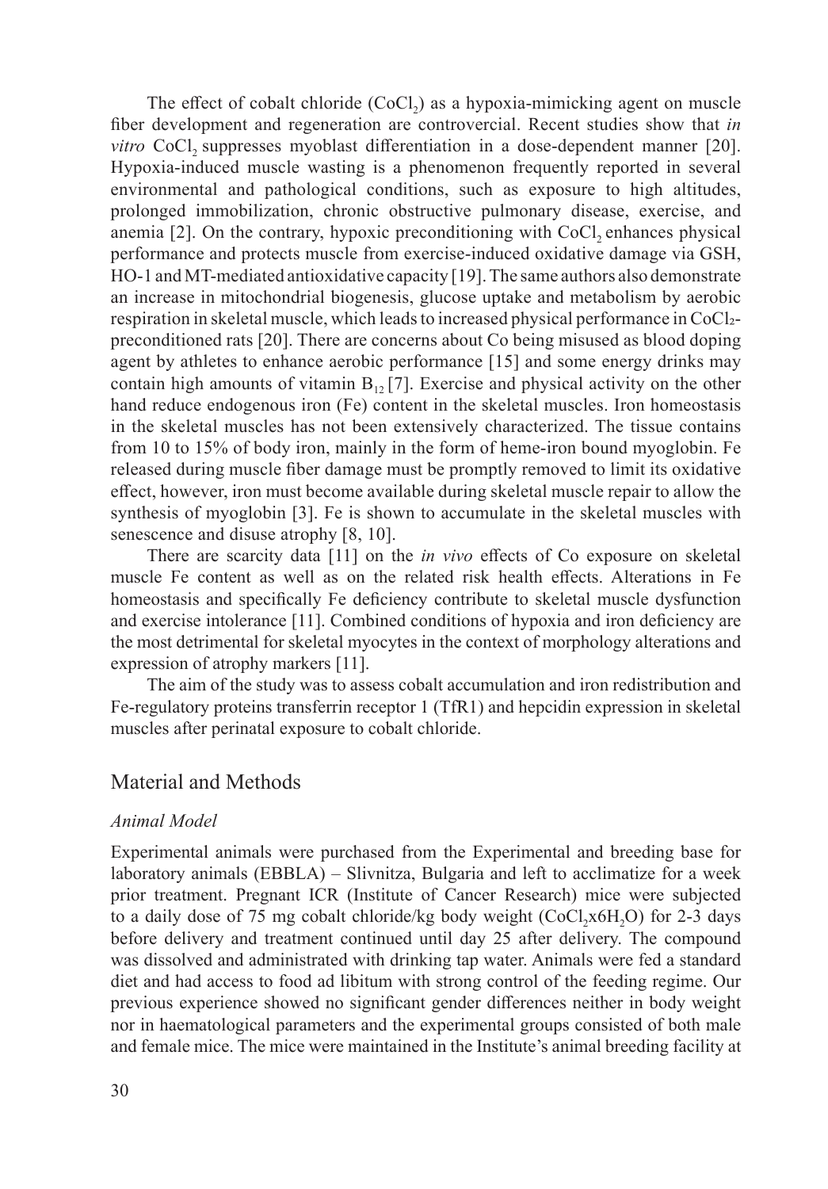The effect of cobalt chloride ($CoCl_2$) as a hypoxia-mimicking agent on muscle fiber development and regeneration are controvercial. Recent studies show that *in vitro* $CoCl_2$ suppresses myoblast differentiation in a dose-dependent manner [20]. Hypoxia-induced muscle wasting is a phenomenon frequently reported in several environmental and pathological conditions, such as exposure to high altitudes, prolonged immobilization, chronic obstructive pulmonary disease, exercise, and anemia [2]. On the contrary, hypoxic preconditioning with $CoCl_2$ enhances physical performance and protects muscle from exercise-induced oxidative damage via GSH, HO-1 and MT-mediated antioxidative capacity [19]. The same authors also demonstrate an increase in mitochondrial biogenesis, glucose uptake and metabolism by aerobic respiration in skeletal muscle, which leads to increased physical performance in $CoCl_2$-preconditioned rats [20]. There are concerns about Co being misused as blood doping agent by athletes to enhance aerobic performance [15] and some energy drinks may contain high amounts of vitamin $B_{12}$ [7]. Exercise and physical activity on the other hand reduce endogenous iron (Fe) content in the skeletal muscles. Iron homeostasis in the skeletal muscles has not been extensively characterized. The tissue contains from 10 to 15% of body iron, mainly in the form of heme-iron bound myoglobin. Fe released during muscle fiber damage must be promptly removed to limit its oxidative effect, however, iron must become available during skeletal muscle repair to allow the synthesis of myoglobin [3]. Fe is shown to accumulate in the skeletal muscles with senescence and disuse atrophy [8, 10].

There are scarcity data [11] on the *in vivo* effects of Co exposure on skeletal muscle Fe content as well as on the related risk health effects. Alterations in Fe homeostasis and specifically Fe deficiency contribute to skeletal muscle dysfunction and exercise intolerance [11]. Combined conditions of hypoxia and iron deficiency are the most detrimental for skeletal myocytes in the context of morphology alterations and expression of atrophy markers [11].

The aim of the study was to assess cobalt accumulation and iron redistribution and Fe-regulatory proteins transferrin receptor 1 (TfR1) and hepcidin expression in skeletal muscles after perinatal exposure to cobalt chloride.

## Material and Methods

### *Animal Model*

Experimental animals were purchased from the Experimental and breeding base for laboratory animals (EBBLA) – Slivnitza, Bulgaria and left to acclimatize for a week prior treatment. Pregnant ICR (Institute of Cancer Research) mice were subjected to a daily dose of 75 mg cobalt chloride/kg body weight ($CoCl_2x6H_2O$) for 2-3 days before delivery and treatment continued until day 25 after delivery. The compound was dissolved and administrated with drinking tap water. Animals were fed a standard diet and had access to food ad libitum with strong control of the feeding regime. Our previous experience showed no significant gender differences neither in body weight nor in haematological parameters and the experimental groups consisted of both male and female mice. The mice were maintained in the Institute's animal breeding facility at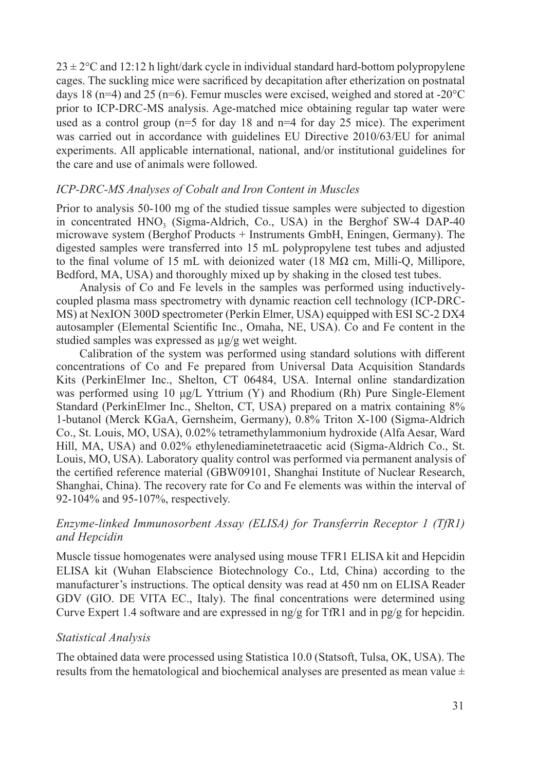$23 \pm 2$°C and 12:12 h light/dark cycle in individual standard hard-bottom polypropylene cages. The suckling mice were sacrificed by decapitation after etherization on postnatal days 18 (n=4) and 25 (n=6). Femur muscles were excised, weighed and stored at -20°C prior to ICP-DRC-MS analysis. Age-matched mice obtaining regular tap water were used as a control group (n=5 for day 18 and n=4 for day 25 mice). The experiment was carried out in accordance with guidelines EU Directive 2010/63/EU for animal experiments. All applicable international, national, and/or institutional guidelines for the care and use of animals were followed.

### *ICP-DRC-MS Analyses of Cobalt and Iron Content in Muscles*

Prior to analysis 50-100 mg of the studied tissue samples were subjected to digestion in concentrated $HNO_3$ (Sigma-Aldrich, Co., USA) in the Berghof SW-4 DAP-40 microwave system (Berghof Products + Instruments GmbH, Eningen, Germany). The digested samples were transferred into 15 mL polypropylene test tubes and adjusted to the final volume of 15 mL with deionized water (18 MΩ cm, Milli-Q, Millipore, Bedford, MA, USA) and thoroughly mixed up by shaking in the closed test tubes.

Analysis of Co and Fe levels in the samples was performed using inductively-coupled plasma mass spectrometry with dynamic reaction cell technology (ICP-DRC-MS) at NexION 300D spectrometer (Perkin Elmer, USA) equipped with ESI SC-2 DX4 autosampler (Elemental Scientific Inc., Omaha, NE, USA). Co and Fe content in the studied samples was expressed as µg/g wet weight.

Calibration of the system was performed using standard solutions with different concentrations of Co and Fe prepared from Universal Data Acquisition Standards Kits (PerkinElmer Inc., Shelton, CT 06484, USA. Internal online standardization was performed using 10 µg/L Yttrium (Y) and Rhodium (Rh) Pure Single-Element Standard (PerkinElmer Inc., Shelton, CT, USA) prepared on a matrix containing 8% 1-butanol (Merck KGaA, Gernsheim, Germany), 0.8% Triton X-100 (Sigma-Aldrich Co., St. Louis, MO, USA), 0.02% tetramethylammonium hydroxide (Alfa Aesar, Ward Hill, MA, USA) and 0.02% ethylenediaminetetraacetic acid (Sigma-Aldrich Co., St. Louis, MO, USA). Laboratory quality control was performed via permanent analysis of the certified reference material (GBW09101, Shanghai Institute of Nuclear Research, Shanghai, China). The recovery rate for Co and Fe elements was within the interval of 92-104% and 95-107%, respectively.

### *Enzyme-linked Immunosorbent Assay (ELISA) for Transferrin Receptor 1 (TfR1) and Hepcidin*

Muscle tissue homogenates were analysed using mouse TFR1 ELISA kit and Hepcidin ELISA kit (Wuhan Elabscience Biotechnology Co., Ltd, China) according to the manufacturer's instructions. The optical density was read at 450 nm on ELISA Reader GDV (GIO. DE VITA EC., Italy). The final concentrations were determined using Curve Expert 1.4 software and are expressed in ng/g for TfR1 and in pg/g for hepcidin.

### *Statistical Analysis*

The obtained data were processed using Statistica 10.0 (Statsoft, Tulsa, OK, USA). The results from the hematological and biochemical analyses are presented as mean value ±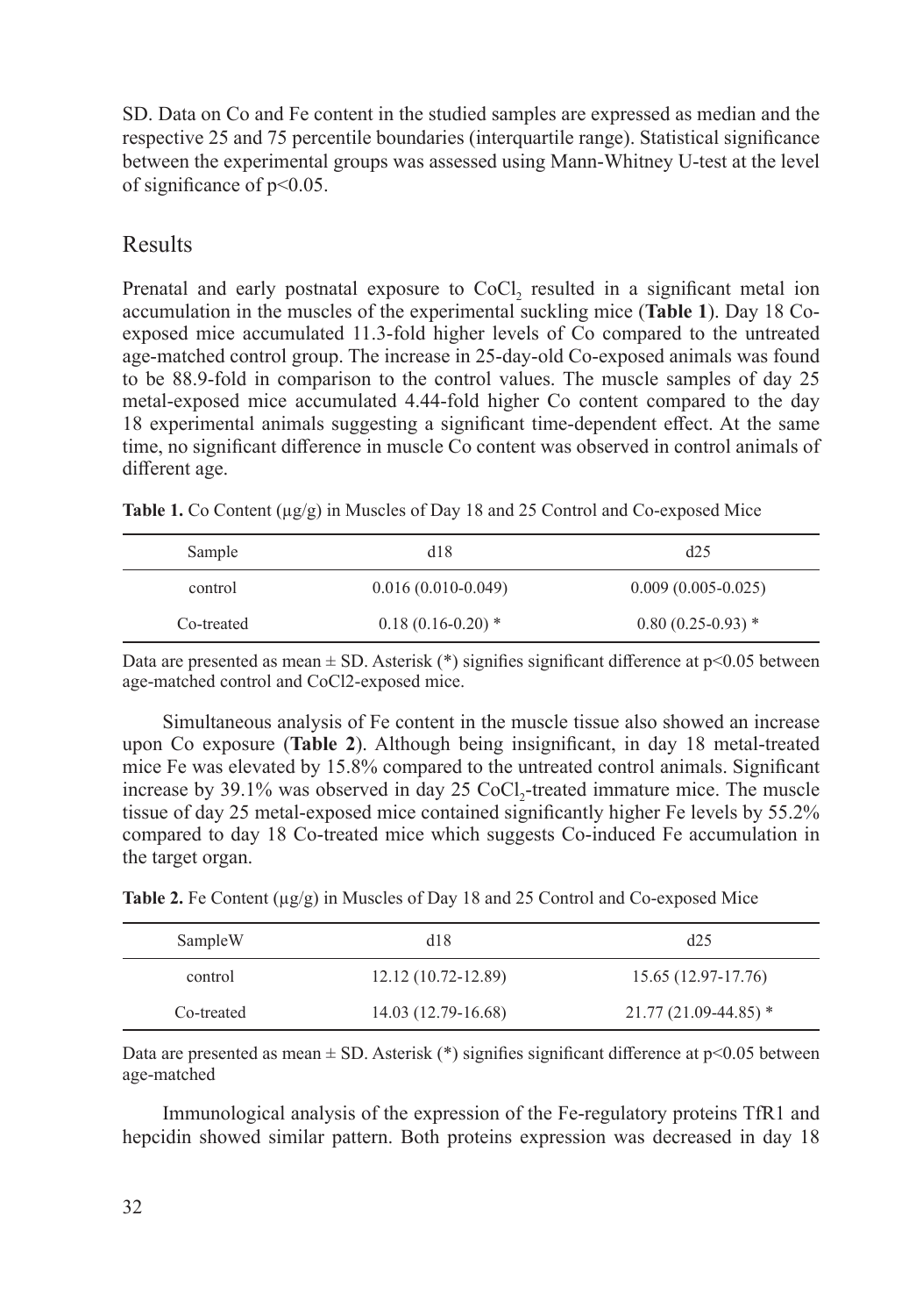SD. Data on Co and Fe content in the studied samples are expressed as median and the respective 25 and 75 percentile boundaries (interquartile range). Statistical significance between the experimental groups was assessed using Mann-Whitney U-test at the level of significance of $p<0.05$.

## Results

Prenatal and early postnatal exposure to $CoCl_2$ resulted in a significant metal ion accumulation in the muscles of the experimental suckling mice (**Table 1**). Day 18 Co-exposed mice accumulated 11.3-fold higher levels of Co compared to the untreated age-matched control group. The increase in 25-day-old Co-exposed animals was found to be 88.9-fold in comparison to the control values. The muscle samples of day 25 metal-exposed mice accumulated 4.44-fold higher Co content compared to the day 18 experimental animals suggesting a significant time-dependent effect. At the same time, no significant difference in muscle Co content was observed in control animals of different age.

**Table 1.** Co Content (µg/g) in Muscles of Day 18 and 25 Control and Co-exposed Mice

| Sample | d18 | d25 |
|---|---|---|
| control | 0.016 (0.010-0.049) | 0.009 (0.005-0.025) |
| Co-treated | 0.18 (0.16-0.20) * | 0.80 (0.25-0.93) * |

Data are presented as mean ± SD. Asterisk (*) signifies significant difference at $p<0.05$ between age-matched control and CoCl2-exposed mice.

Simultaneous analysis of Fe content in the muscle tissue also showed an increase upon Co exposure (**Table 2**). Although being insignificant, in day 18 metal-treated mice Fe was elevated by 15.8% compared to the untreated control animals. Significant increase by 39.1% was observed in day 25 $CoCl_2$-treated immature mice. The muscle tissue of day 25 metal-exposed mice contained significantly higher Fe levels by 55.2% compared to day 18 Co-treated mice which suggests Co-induced Fe accumulation in the target organ.

**Table 2.** Fe Content (µg/g) in Muscles of Day 18 and 25 Control and Co-exposed Mice

| SampleW | d18 | d25 |
|---|---|---|
| control | 12.12 (10.72-12.89) | 15.65 (12.97-17.76) |
| Co-treated | 14.03 (12.79-16.68) | 21.77 (21.09-44.85) * |

Data are presented as mean ± SD. Asterisk (*) signifies significant difference at $p<0.05$ between age-matched

Immunological analysis of the expression of the Fe-regulatory proteins TfR1 and hepcidin showed similar pattern. Both proteins expression was decreased in day 18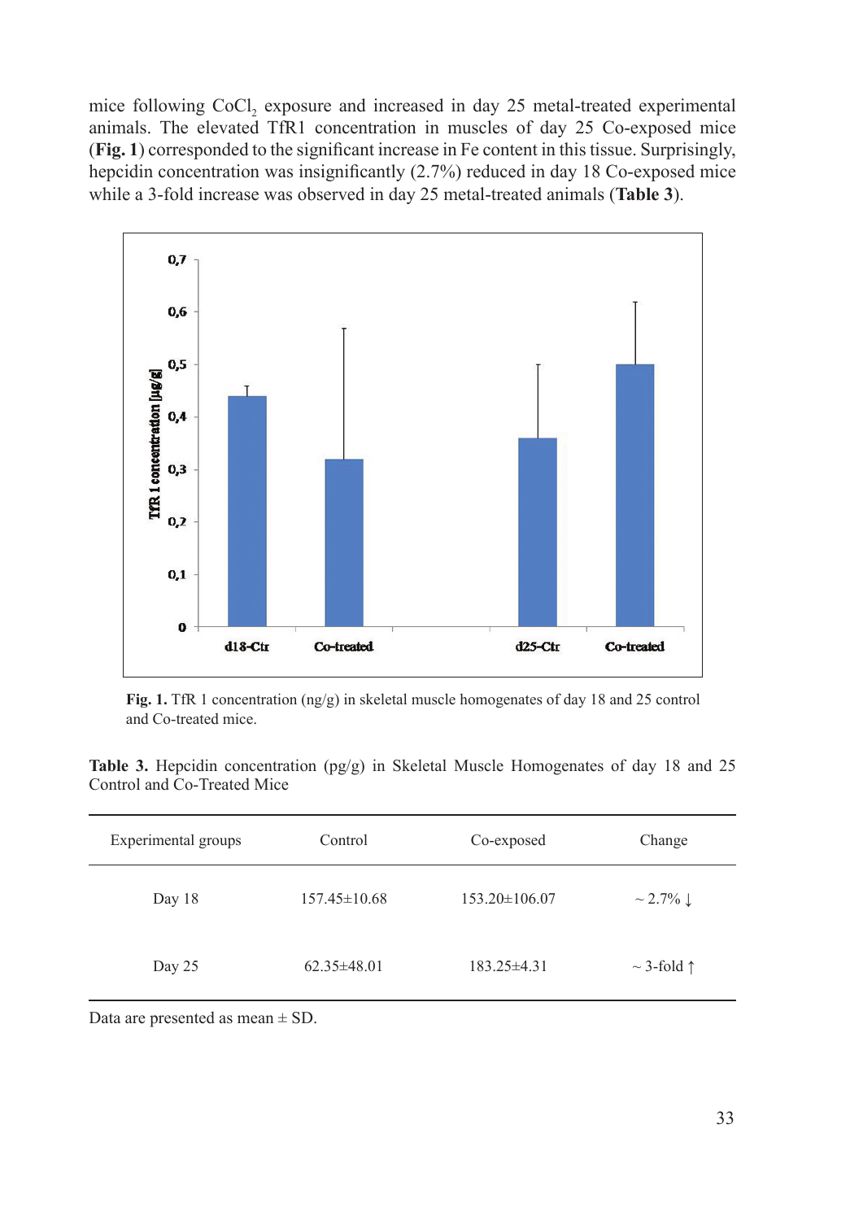mice following $CoCl_2$ exposure and increased in day 25 metal-treated experimental animals. The elevated TfR1 concentration in muscles of day 25 Co-exposed mice (**Fig. 1**) corresponded to the significant increase in Fe content in this tissue. Surprisingly, hepcidin concentration was insignificantly (2.7%) reduced in day 18 Co-exposed mice while a 3-fold increase was observed in day 25 metal-treated animals (**Table 3**).

**Fig. 1.** TfR 1 concentration (ng/g) in skeletal muscle homogenates of day 18 and 25 control and Co-treated mice.

**Table 3.** Hepcidin concentration (pg/g) in Skeletal Muscle Homogenates of day 18 and 25 Control and Co-Treated Mice

| Experimental groups | Control | Co-exposed | Change |
|---|---|---|---|
| Day 18 | 157.45±10.68 | 153.20±106.07 | ~ 2.7% ↓ |
| Day 25 | 62.35±48.01 | 183.25±4.31 | ~ 3-fold ↑ |

Data are presented as mean ± SD.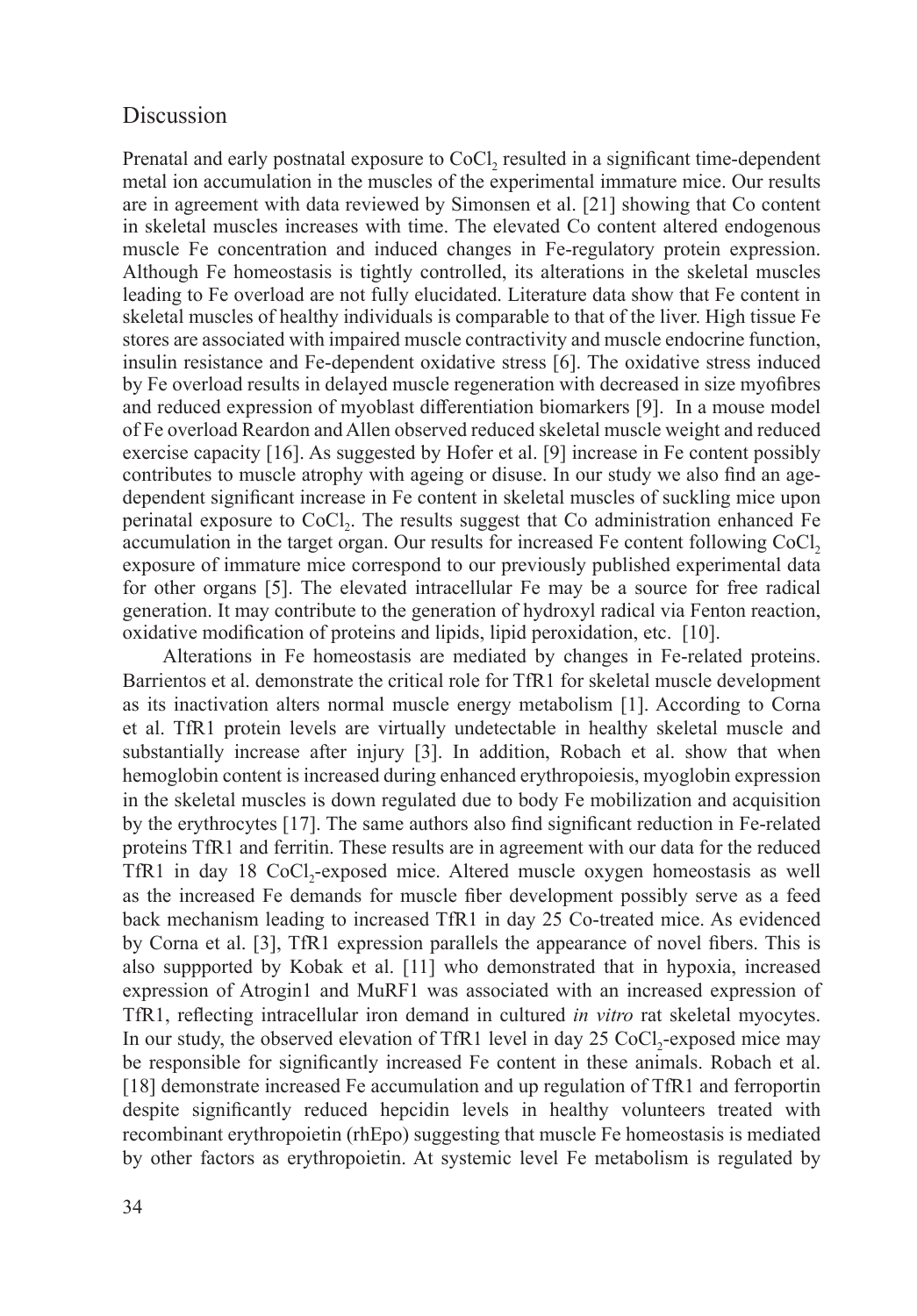## Discussion

Prenatal and early postnatal exposure to $CoCl_2$ resulted in a significant time-dependent metal ion accumulation in the muscles of the experimental immature mice. Our results are in agreement with data reviewed by Simonsen et al. [21] showing that Co content in skeletal muscles increases with time. The elevated Co content altered endogenous muscle Fe concentration and induced changes in Fe-regulatory protein expression. Although Fe homeostasis is tightly controlled, its alterations in the skeletal muscles leading to Fe overload are not fully elucidated. Literature data show that Fe content in skeletal muscles of healthy individuals is comparable to that of the liver. High tissue Fe stores are associated with impaired muscle contractivity and muscle endocrine function, insulin resistance and Fe-dependent oxidative stress [6]. The oxidative stress induced by Fe overload results in delayed muscle regeneration with decreased in size myofibres and reduced expression of myoblast differentiation biomarkers [9]. In a mouse model of Fe overload Reardon and Allen observed reduced skeletal muscle weight and reduced exercise capacity [16]. As suggested by Hofer et al. [9] increase in Fe content possibly contributes to muscle atrophy with ageing or disuse. In our study we also find an age-dependent significant increase in Fe content in skeletal muscles of suckling mice upon perinatal exposure to $CoCl_2$. The results suggest that Co administration enhanced Fe accumulation in the target organ. Our results for increased Fe content following $CoCl_2$ exposure of immature mice correspond to our previously published experimental data for other organs [5]. The elevated intracellular Fe may be a source for free radical generation. It may contribute to the generation of hydroxyl radical via Fenton reaction, oxidative modification of proteins and lipids, lipid peroxidation, etc. [10].

Alterations in Fe homeostasis are mediated by changes in Fe-related proteins. Barrientos et al. demonstrate the critical role for TfR1 for skeletal muscle development as its inactivation alters normal muscle energy metabolism [1]. According to Corna et al. TfR1 protein levels are virtually undetectable in healthy skeletal muscle and substantially increase after injury [3]. In addition, Robach et al. show that when hemoglobin content is increased during enhanced erythropoiesis, myoglobin expression in the skeletal muscles is down regulated due to body Fe mobilization and acquisition by the erythrocytes [17]. The same authors also find significant reduction in Fe-related proteins TfR1 and ferritin. These results are in agreement with our data for the reduced TfR1 in day 18 $CoCl_2$-exposed mice. Altered muscle oxygen homeostasis as well as the increased Fe demands for muscle fiber development possibly serve as a feed back mechanism leading to increased TfR1 in day 25 Co-treated mice. As evidenced by Corna et al. [3], TfR1 expression parallels the appearance of novel fibers. This is also suppported by Kobak et al. [11] who demonstrated that in hypoxia, increased expression of Atrogin1 and MuRF1 was associated with an increased expression of TfR1, reflecting intracellular iron demand in cultured *in vitro* rat skeletal myocytes. In our study, the observed elevation of TfR1 level in day 25 $CoCl_2$-exposed mice may be responsible for significantly increased Fe content in these animals. Robach et al. [18] demonstrate increased Fe accumulation and up regulation of TfR1 and ferroportin despite significantly reduced hepcidin levels in healthy volunteers treated with recombinant erythropoietin (rhEpo) suggesting that muscle Fe homeostasis is mediated by other factors as erythropoietin. At systemic level Fe metabolism is regulated by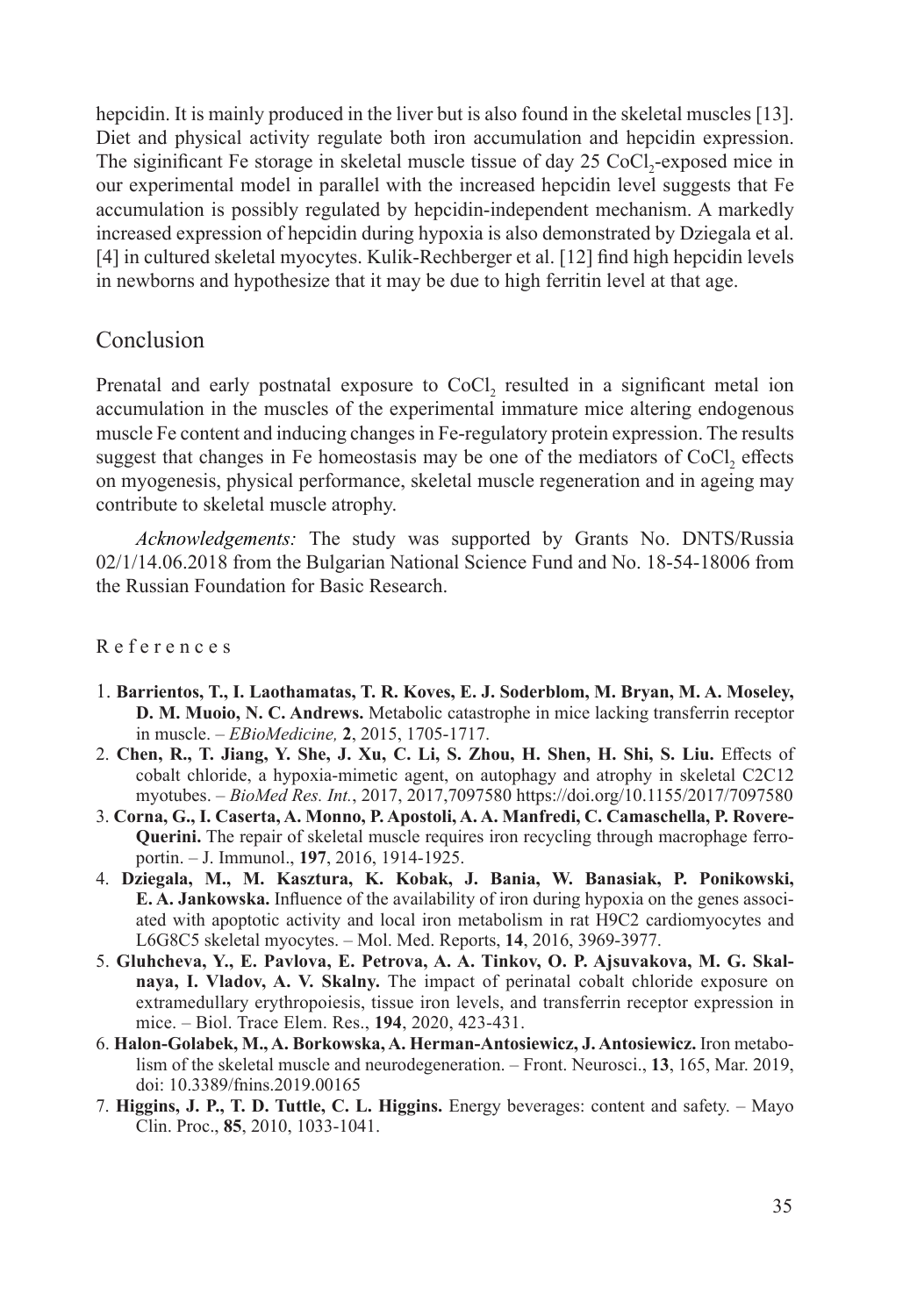hepcidin. It is mainly produced in the liver but is also found in the skeletal muscles [13]. Diet and physical activity regulate both iron accumulation and hepcidin expression. The siginificant Fe storage in skeletal muscle tissue of day 25 $CoCl_2$-exposed mice in our experimental model in parallel with the increased hepcidin level suggests that Fe accumulation is possibly regulated by hepcidin-independent mechanism. A markedly increased expression of hepcidin during hypoxia is also demonstrated by Dziegala et al. [4] in cultured skeletal myocytes. Kulik-Rechberger et al. [12] find high hepcidin levels in newborns and hypothesize that it may be due to high ferritin level at that age.

## Conclusion

Prenatal and early postnatal exposure to $CoCl_2$ resulted in a significant metal ion accumulation in the muscles of the experimental immature mice altering endogenous muscle Fe content and inducing changes in Fe-regulatory protein expression. The results suggest that changes in Fe homeostasis may be one of the mediators of $CoCl_2$ effects on myogenesis, physical performance, skeletal muscle regeneration and in ageing may contribute to skeletal muscle atrophy.

*Acknowledgements:* The study was supported by Grants No. DNTS/Russia 02/1/14.06.2018 from the Bulgarian National Science Fund and No. 18-54-18006 from the Russian Foundation for Basic Research.

## References

1. **Barrientos, T., I. Laothamatas, T. R. Koves, E. J. Soderblom, M. Bryan, M. A. Moseley, D. M. Muoio, N. C. Andrews.** Metabolic catastrophe in mice lacking transferrin receptor in muscle. – *EBioMedicine,* **2**, 2015, 1705-1717.
2. **Chen, R., T. Jiang, Y. She, J. Xu, C. Li, S. Zhou, H. Shen, H. Shi, S. Liu.** Effects of cobalt chloride, a hypoxia-mimetic agent, on autophagy and atrophy in skeletal C2C12 myotubes. – *BioMed Res. Int.*, 2017, 2017,7097580 https://doi.org/10.1155/2017/7097580
3. **Corna, G., I. Caserta, A. Monno, P. Apostoli, A. A. Manfredi, C. Camaschella, P. Rovere-Querini.** The repair of skeletal muscle requires iron recycling through macrophage ferroportin. – J. Immunol., **197**, 2016, 1914-1925.
4. **Dziegala, M., M. Kasztura, K. Kobak, J. Bania, W. Banasiak, P. Ponikowski, E. A. Jankowska.** Influence of the availability of iron during hypoxia on the genes associated with apoptotic activity and local iron metabolism in rat H9C2 cardiomyocytes and L6G8C5 skeletal myocytes. – Mol. Med. Reports, **14**, 2016, 3969-3977.
5. **Gluhcheva, Y., E. Pavlova, E. Petrova, A. A. Tinkov, O. P. Ajsuvakova, M. G. Skalnaya, I. Vladov, A. V. Skalny.** The impact of perinatal cobalt chloride exposure on extramedullary erythropoiesis, tissue iron levels, and transferrin receptor expression in mice. – Biol. Trace Elem. Res., **194**, 2020, 423-431.
6. **Halon-Golabek, M., A. Borkowska, A. Herman-Antosiewicz, J. Antosiewicz.** Iron metabolism of the skeletal muscle and neurodegeneration. – Front. Neurosci., **13**, 165, Mar. 2019, doi: 10.3389/fnins.2019.00165
7. **Higgins, J. P., T. D. Tuttle, C. L. Higgins.** Energy beverages: content and safety. – Mayo Clin. Proc., **85**, 2010, 1033-1041.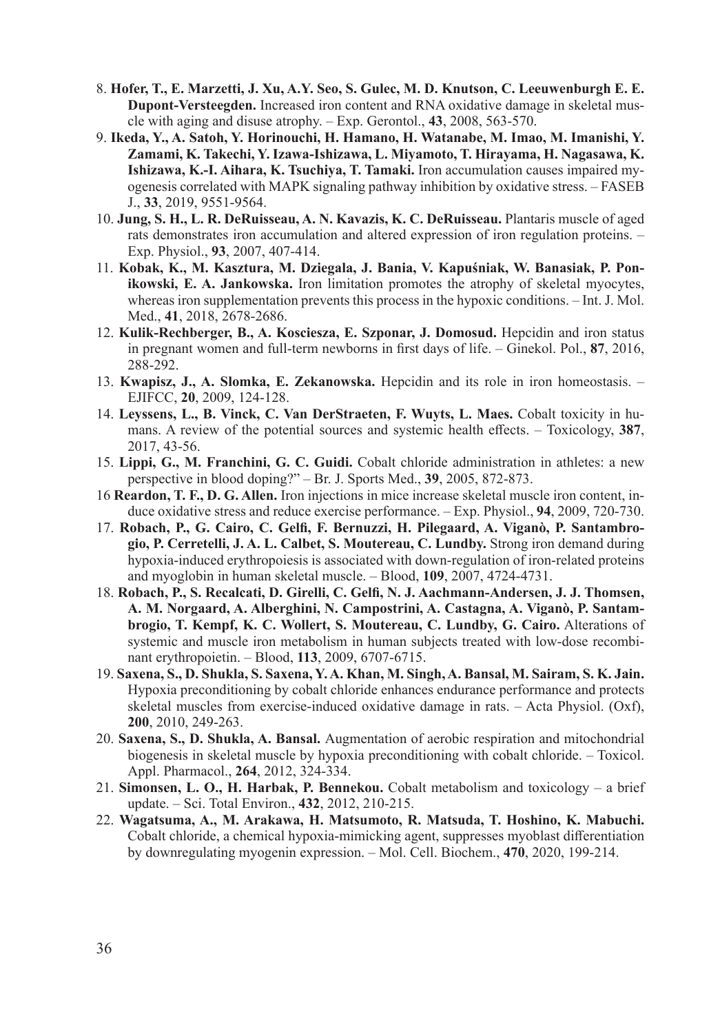8. **Hofer, T., E. Marzetti, J. Xu, A.Y. Seo, S. Gulec, M. D. Knutson, C. Leeuwenburgh E. E. Dupont-Versteegden.** Increased iron content and RNA oxidative damage in skeletal muscle with aging and disuse atrophy. – Exp. Gerontol., **43**, 2008, 563-570.
9. **Ikeda, Y., A. Satoh, Y. Horinouchi, H. Hamano, H. Watanabe, M. Imao, M. Imanishi, Y. Zamami, K. Takechi, Y. Izawa-Ishizawa, L. Miyamoto, T. Hirayama, H. Nagasawa, K. Ishizawa, K.-I. Aihara, K. Tsuchiya, T. Tamaki.** Iron accumulation causes impaired myogenesis correlated with MAPK signaling pathway inhibition by oxidative stress. – FASEB J., **33**, 2019, 9551-9564.
10. **Jung, S. H., L. R. DeRuisseau, A. N. Kavazis, K. C. DeRuisseau.** Plantaris muscle of aged rats demonstrates iron accumulation and altered expression of iron regulation proteins. – Exp. Physiol., **93**, 2007, 407-414.
11. **Kobak, K., M. Kasztura, M. Dziegala, J. Bania, V. Kapuśniak, W. Banasiak, P. Ponikowski, E. A. Jankowska.** Iron limitation promotes the atrophy of skeletal myocytes, whereas iron supplementation prevents this process in the hypoxic conditions. – Int. J. Mol. Med., **41**, 2018, 2678-2686.
12. **Kulik-Rechberger, B., A. Kosciesza, E. Szponar, J. Domosud.** Hepcidin and iron status in pregnant women and full-term newborns in first days of life. – Ginekol. Pol., **87**, 2016, 288-292.
13. **Kwapisz, J., A. Slomka, E. Zekanowska.** Hepcidin and its role in iron homeostasis. – EJIFCC, **20**, 2009, 124-128.
14. **Leyssens, L., B. Vinck, C. Van DerStraeten, F. Wuyts, L. Maes.** Cobalt toxicity in humans. A review of the potential sources and systemic health effects. – Toxicology, **387**, 2017, 43-56.
15. **Lippi, G., M. Franchini, G. C. Guidi.** Cobalt chloride administration in athletes: a new perspective in blood doping?" – Br. J. Sports Med., **39**, 2005, 872-873.
16. **Reardon, T. F., D. G. Allen.** Iron injections in mice increase skeletal muscle iron content, induce oxidative stress and reduce exercise performance. – Exp. Physiol., **94**, 2009, 720-730.
17. **Robach, P., G. Cairo, C. Gelfi, F. Bernuzzi, H. Pilegaard, A. Viganò, P. Santambrogio, P. Cerretelli, J. A. L. Calbet, S. Moutereau, C. Lundby.** Strong iron demand during hypoxia-induced erythropoiesis is associated with down-regulation of iron-related proteins and myoglobin in human skeletal muscle. – Blood, **109**, 2007, 4724-4731.
18. **Robach, P., S. Recalcati, D. Girelli, C. Gelfi, N. J. Aachmann-Andersen, J. J. Thomsen, A. M. Norgaard, A. Alberghini, N. Campostrini, A. Castagna, A. Viganò, P. Santambrogio, T. Kempf, K. C. Wollert, S. Moutereau, C. Lundby, G. Cairo.** Alterations of systemic and muscle iron metabolism in human subjects treated with low-dose recombinant erythropoietin. – Blood, **113**, 2009, 6707-6715.
19. **Saxena, S., D. Shukla, S. Saxena, Y. A. Khan, M. Singh, A. Bansal, M. Sairam, S. K. Jain.** Hypoxia preconditioning by cobalt chloride enhances endurance performance and protects skeletal muscles from exercise-induced oxidative damage in rats. – Acta Physiol. (Oxf), **200**, 2010, 249-263.
20. **Saxena, S., D. Shukla, A. Bansal.** Augmentation of aerobic respiration and mitochondrial biogenesis in skeletal muscle by hypoxia preconditioning with cobalt chloride. – Toxicol. Appl. Pharmacol., **264**, 2012, 324-334.
21. **Simonsen, L. O., H. Harbak, P. Bennekou.** Cobalt metabolism and toxicology – a brief update. – Sci. Total Environ., **432**, 2012, 210-215.
22. **Wagatsuma, A., M. Arakawa, H. Matsumoto, R. Matsuda, T. Hoshino, K. Mabuchi.** Cobalt chloride, a chemical hypoxia-mimicking agent, suppresses myoblast differentiation by downregulating myogenin expression. – Mol. Cell. Biochem., **470**, 2020, 199-214.